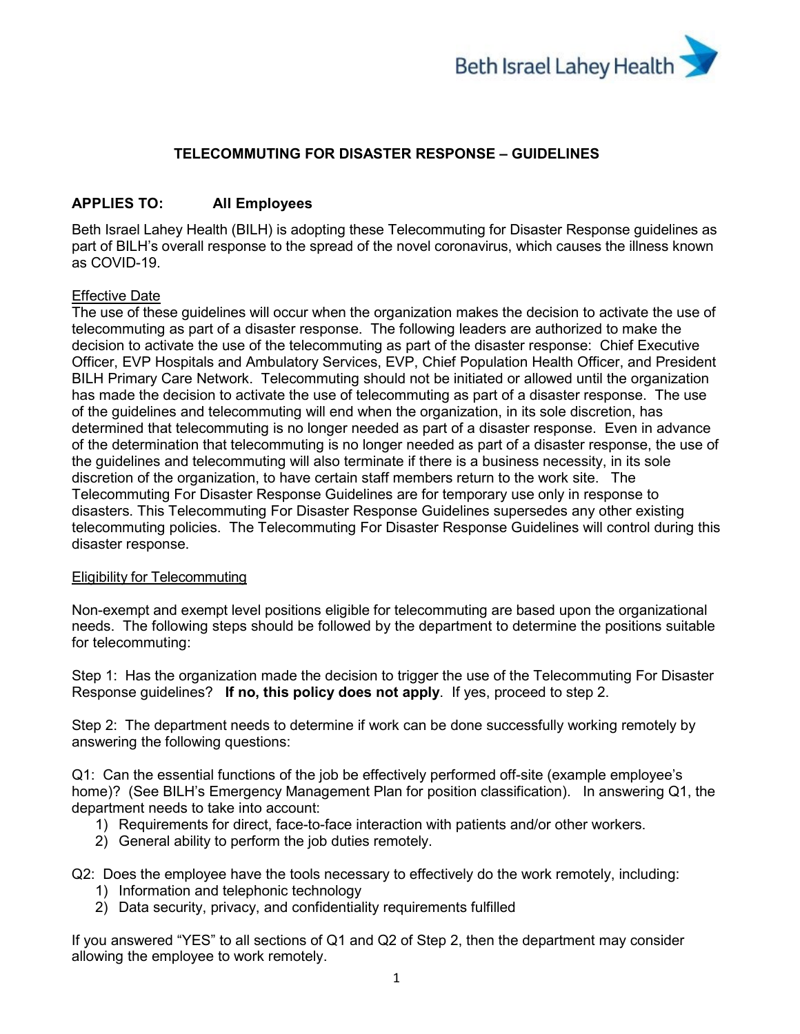Beth Israel Lahey Health

# TELECOMMUTING FOR DISASTER RESPONSE – GUIDELINES

**APPLIES TO: All Employees**

Beth Israel Lahey Health (BILH) is adopting these Telecommuting for Disaster Response guidelines as part of BILH's overall response to the spread of the novel coronavirus, which causes the illness known as COVID-19.

## Effective Date

The use of these guidelines will occur when the organization makes the decision to activate the use of telecommuting as part of a disaster response. The following leaders are authorized to make the decision to activate the use of the telecommuting as part of the disaster response: Chief Executive Officer, EVP Hospitals and Ambulatory Services, EVP, Chief Population Health Officer, and President BILH Primary Care Network. Telecommuting should not be initiated or allowed until the organization has made the decision to activate the use of telecommuting as part of a disaster response. The use of the guidelines and telecommuting will end when the organization, in its sole discretion, has determined that telecommuting is no longer needed as part of a disaster response. Even in advance of the determination that telecommuting is no longer needed as part of a disaster response, the use of the guidelines and telecommuting will also terminate if there is a business necessity, in its sole discretion of the organization, to have certain staff members return to the work site. The Telecommuting For Disaster Response Guidelines are for temporary use only in response to disasters. This Telecommuting For Disaster Response Guidelines supersedes any other existing telecommuting policies. The Telecommuting For Disaster Response Guidelines will control during this disaster response.

## Eligibility for Telecommuting

Non-exempt and exempt level positions eligible for telecommuting are based upon the organizational needs. The following steps should be followed by the department to determine the positions suitable for telecommuting:

Step 1: Has the organization made the decision to trigger the use of the Telecommuting For Disaster Response guidelines? **If no, this policy does not apply**. If yes, proceed to step 2.

Step 2: The department needs to determine if work can be done successfully working remotely by answering the following questions:

Q1: Can the essential functions of the job be effectively performed off-site (example employee's home)? (See BILH's Emergency Management Plan for position classification). In answering Q1, the department needs to take into account:

1) Requirements for direct, face-to-face interaction with patients and/or other workers.
2) General ability to perform the job duties remotely.

Q2: Does the employee have the tools necessary to effectively do the work remotely, including:

1) Information and telephonic technology
2) Data security, privacy, and confidentiality requirements fulfilled

If you answered "YES" to all sections of Q1 and Q2 of Step 2, then the department may consider allowing the employee to work remotely.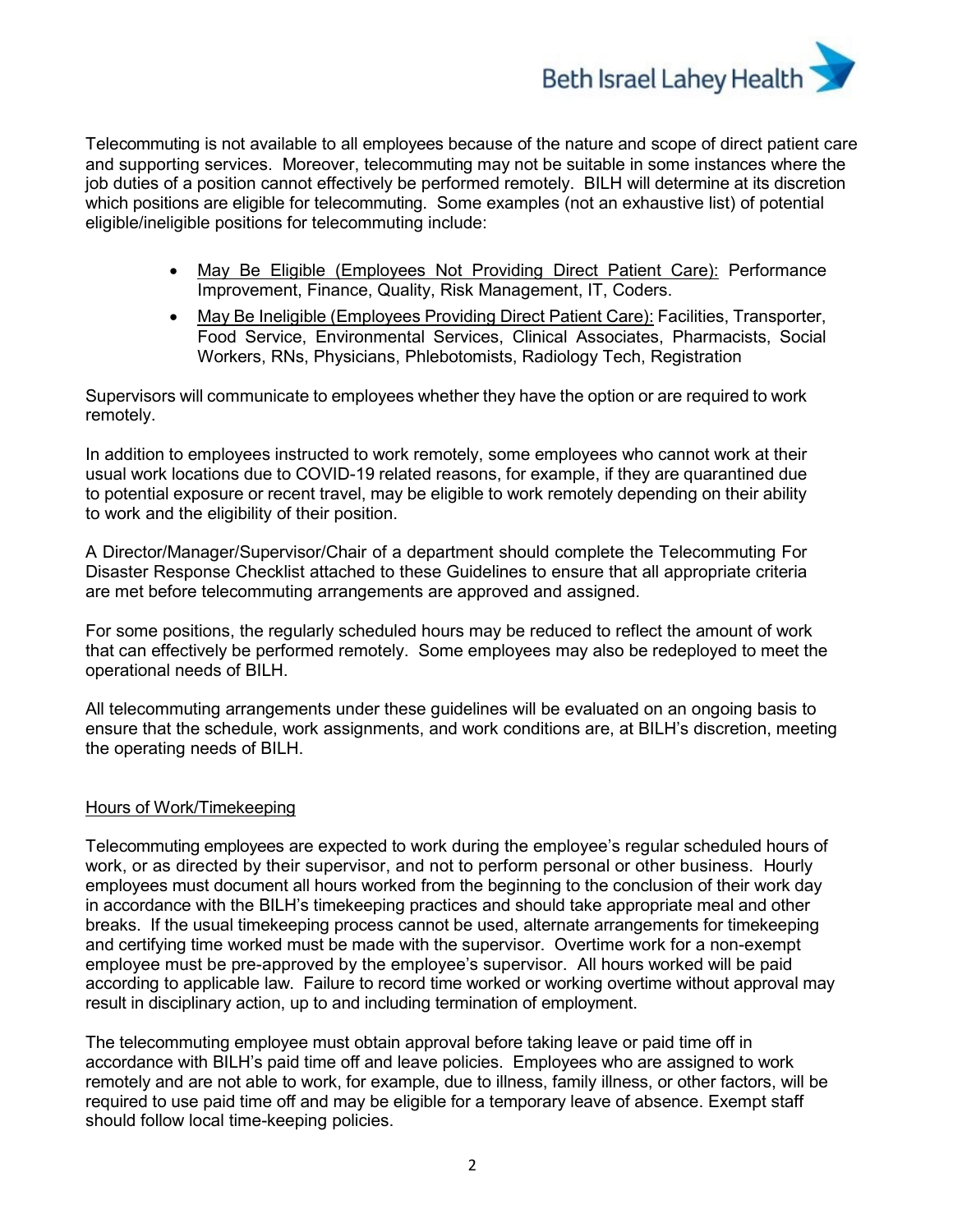Telecommuting is not available to all employees because of the nature and scope of direct patient care and supporting services. Moreover, telecommuting may not be suitable in some instances where the job duties of a position cannot effectively be performed remotely. BILH will determine at its discretion which positions are eligible for telecommuting. Some examples (not an exhaustive list) of potential eligible/ineligible positions for telecommuting include:

- <u>May Be Eligible (Employees Not Providing Direct Patient Care):</u> Performance Improvement, Finance, Quality, Risk Management, IT, Coders.
- <u>May Be Ineligible (Employees Providing Direct Patient Care):</u> Facilities, Transporter, Food Service, Environmental Services, Clinical Associates, Pharmacists, Social Workers, RNs, Physicians, Phlebotomists, Radiology Tech, Registration

Supervisors will communicate to employees whether they have the option or are required to work remotely.

In addition to employees instructed to work remotely, some employees who cannot work at their usual work locations due to COVID-19 related reasons, for example, if they are quarantined due to potential exposure or recent travel, may be eligible to work remotely depending on their ability to work and the eligibility of their position.

A Director/Manager/Supervisor/Chair of a department should complete the Telecommuting For Disaster Response Checklist attached to these Guidelines to ensure that all appropriate criteria are met before telecommuting arrangements are approved and assigned.

For some positions, the regularly scheduled hours may be reduced to reflect the amount of work that can effectively be performed remotely. Some employees may also be redeployed to meet the operational needs of BILH.

All telecommuting arrangements under these guidelines will be evaluated on an ongoing basis to ensure that the schedule, work assignments, and work conditions are, at BILH's discretion, meeting the operating needs of BILH.

<u>Hours of Work/Timekeeping</u>

Telecommuting employees are expected to work during the employee's regular scheduled hours of work, or as directed by their supervisor, and not to perform personal or other business. Hourly employees must document all hours worked from the beginning to the conclusion of their work day in accordance with the BILH's timekeeping practices and should take appropriate meal and other breaks. If the usual timekeeping process cannot be used, alternate arrangements for timekeeping and certifying time worked must be made with the supervisor. Overtime work for a non-exempt employee must be pre-approved by the employee's supervisor. All hours worked will be paid according to applicable law. Failure to record time worked or working overtime without approval may result in disciplinary action, up to and including termination of employment.

The telecommuting employee must obtain approval before taking leave or paid time off in accordance with BILH's paid time off and leave policies. Employees who are assigned to work remotely and are not able to work, for example, due to illness, family illness, or other factors, will be required to use paid time off and may be eligible for a temporary leave of absence. Exempt staff should follow local time-keeping policies.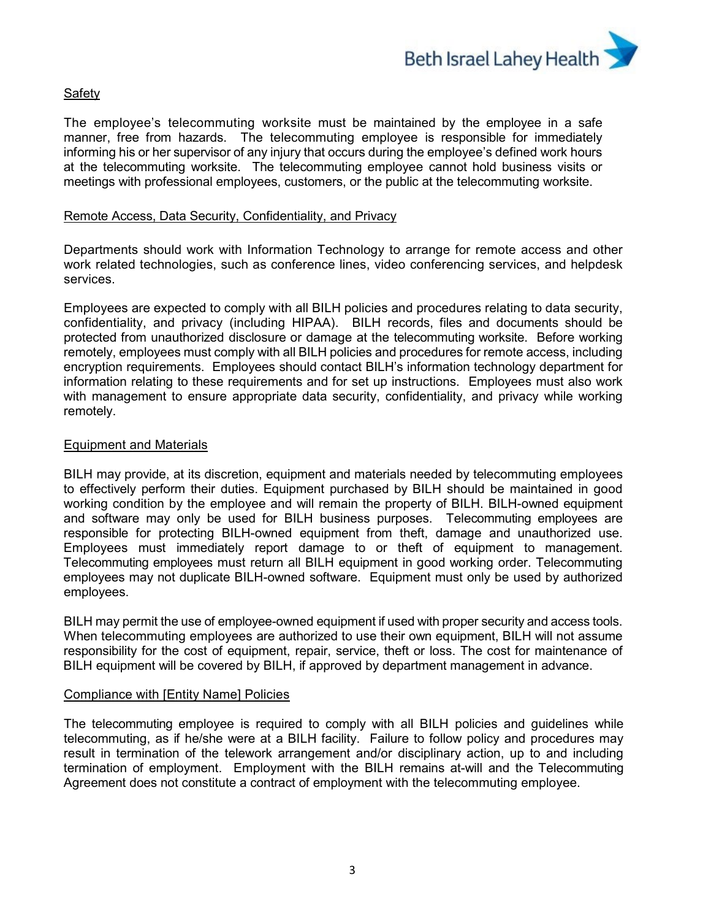## Safety

The employee's telecommuting worksite must be maintained by the employee in a safe manner, free from hazards. The telecommuting employee is responsible for immediately informing his or her supervisor of any injury that occurs during the employee's defined work hours at the telecommuting worksite. The telecommuting employee cannot hold business visits or meetings with professional employees, customers, or the public at the telecommuting worksite.

## Remote Access, Data Security, Confidentiality, and Privacy

Departments should work with Information Technology to arrange for remote access and other work related technologies, such as conference lines, video conferencing services, and helpdesk services.

Employees are expected to comply with all BILH policies and procedures relating to data security, confidentiality, and privacy (including HIPAA). BILH records, files and documents should be protected from unauthorized disclosure or damage at the telecommuting worksite. Before working remotely, employees must comply with all BILH policies and procedures for remote access, including encryption requirements. Employees should contact BILH's information technology department for information relating to these requirements and for set up instructions. Employees must also work with management to ensure appropriate data security, confidentiality, and privacy while working remotely.

## Equipment and Materials

BILH may provide, at its discretion, equipment and materials needed by telecommuting employees to effectively perform their duties. Equipment purchased by BILH should be maintained in good working condition by the employee and will remain the property of BILH. BILH-owned equipment and software may only be used for BILH business purposes. Telecommuting employees are responsible for protecting BILH-owned equipment from theft, damage and unauthorized use. Employees must immediately report damage to or theft of equipment to management. Telecommuting employees must return all BILH equipment in good working order. Telecommuting employees may not duplicate BILH-owned software. Equipment must only be used by authorized employees.

BILH may permit the use of employee-owned equipment if used with proper security and access tools. When telecommuting employees are authorized to use their own equipment, BILH will not assume responsibility for the cost of equipment, repair, service, theft or loss. The cost for maintenance of BILH equipment will be covered by BILH, if approved by department management in advance.

## Compliance with [Entity Name] Policies

The telecommuting employee is required to comply with all BILH policies and guidelines while telecommuting, as if he/she were at a BILH facility. Failure to follow policy and procedures may result in termination of the telework arrangement and/or disciplinary action, up to and including termination of employment. Employment with the BILH remains at-will and the Telecommuting Agreement does not constitute a contract of employment with the telecommuting employee.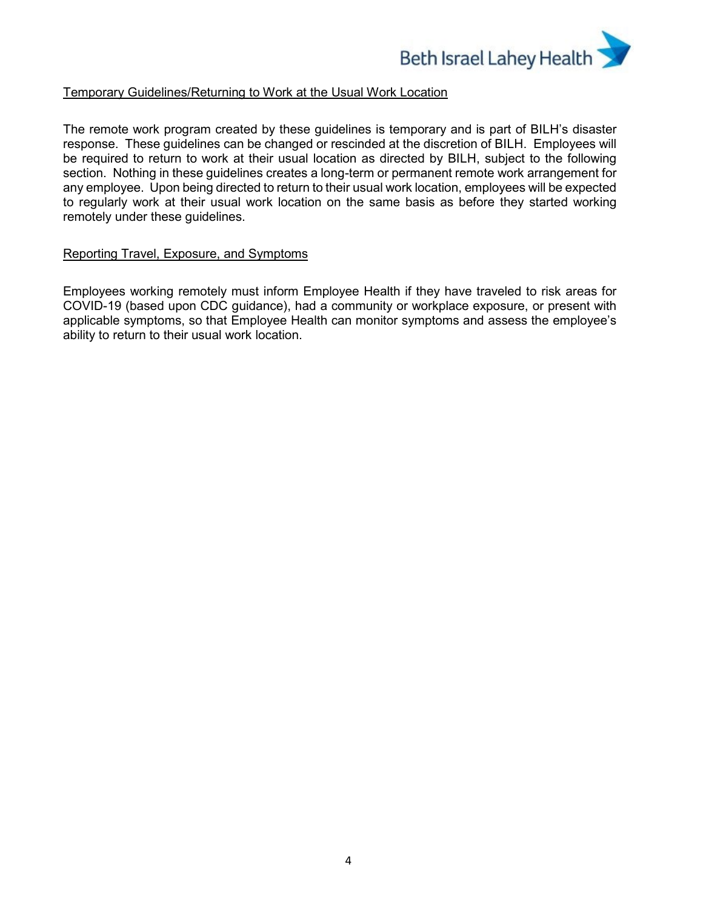## Temporary Guidelines/Returning to Work at the Usual Work Location

The remote work program created by these guidelines is temporary and is part of BILH's disaster response. These guidelines can be changed or rescinded at the discretion of BILH. Employees will be required to return to work at their usual location as directed by BILH, subject to the following section. Nothing in these guidelines creates a long-term or permanent remote work arrangement for any employee. Upon being directed to return to their usual work location, employees will be expected to regularly work at their usual work location on the same basis as before they started working remotely under these guidelines.

## Reporting Travel, Exposure, and Symptoms

Employees working remotely must inform Employee Health if they have traveled to risk areas for COVID-19 (based upon CDC guidance), had a community or workplace exposure, or present with applicable symptoms, so that Employee Health can monitor symptoms and assess the employee's ability to return to their usual work location.